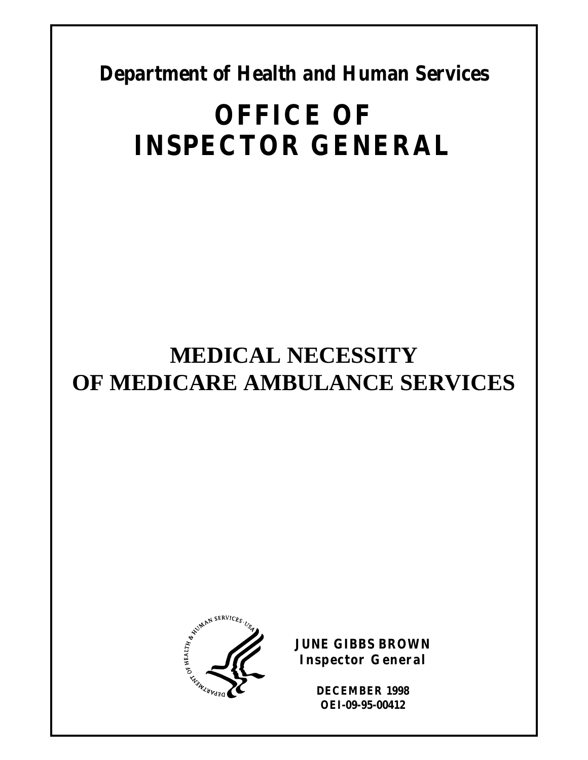**Department of Health and Human Services**

# OFFICE OF INSPECTOR GENERAL

# MEDICAL NECESSITY OF MEDICARE AMBULANCE SERVICES

**JUNE GIBBS BROWN**
**Inspector General**

**DECEMBER 1998**
**OEI-09-95-00412**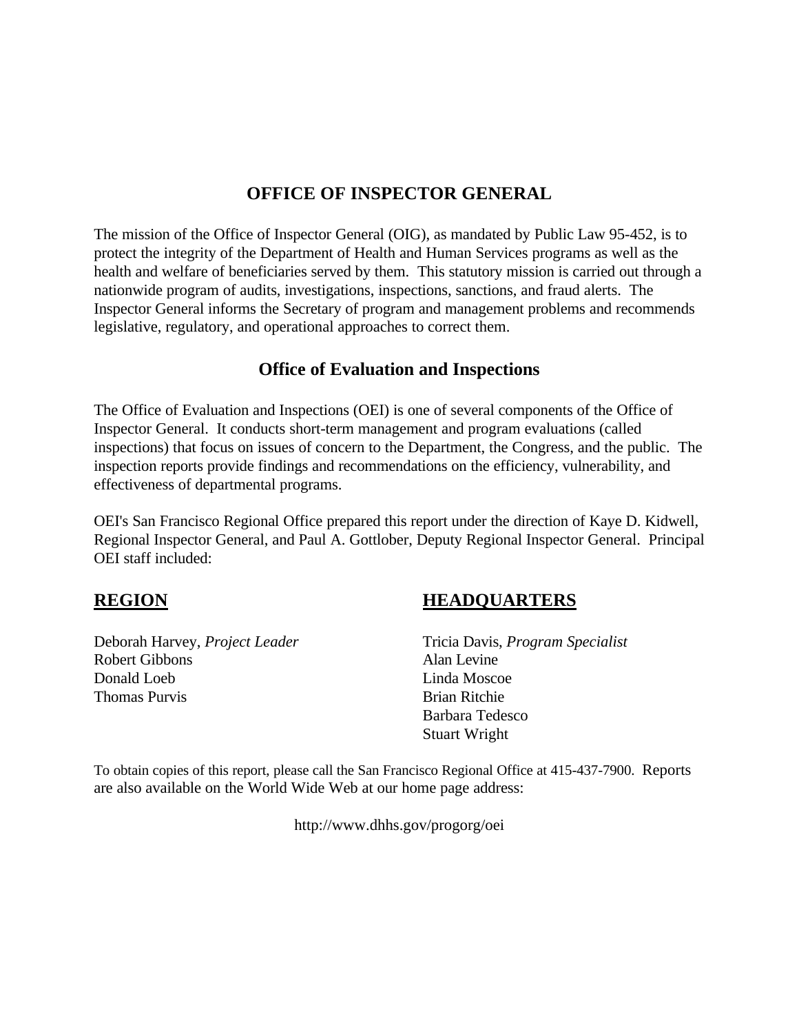# OFFICE OF INSPECTOR GENERAL

The mission of the Office of Inspector General (OIG), as mandated by Public Law 95-452, is to protect the integrity of the Department of Health and Human Services programs as well as the health and welfare of beneficiaries served by them. This statutory mission is carried out through a nationwide program of audits, investigations, inspections, sanctions, and fraud alerts. The Inspector General informs the Secretary of program and management problems and recommends legislative, regulatory, and operational approaches to correct them.

## Office of Evaluation and Inspections

The Office of Evaluation and Inspections (OEI) is one of several components of the Office of Inspector General. It conducts short-term management and program evaluations (called inspections) that focus on issues of concern to the Department, the Congress, and the public. The inspection reports provide findings and recommendations on the efficiency, vulnerability, and effectiveness of departmental programs.

OEI's San Francisco Regional Office prepared this report under the direction of Kaye D. Kidwell, Regional Inspector General, and Paul A. Gottlober, Deputy Regional Inspector General. Principal OEI staff included:

**REGION**

Deborah Harvey, *Project Leader*
Robert Gibbons
Donald Loeb
Thomas Purvis

**HEADQUARTERS**

Tricia Davis, *Program Specialist*
Alan Levine
Linda Moscoe
Brian Ritchie
Barbara Tedesco
Stuart Wright

To obtain copies of this report, please call the San Francisco Regional Office at 415-437-7900. Reports are also available on the World Wide Web at our home page address:

http://www.dhhs.gov/progorg/oei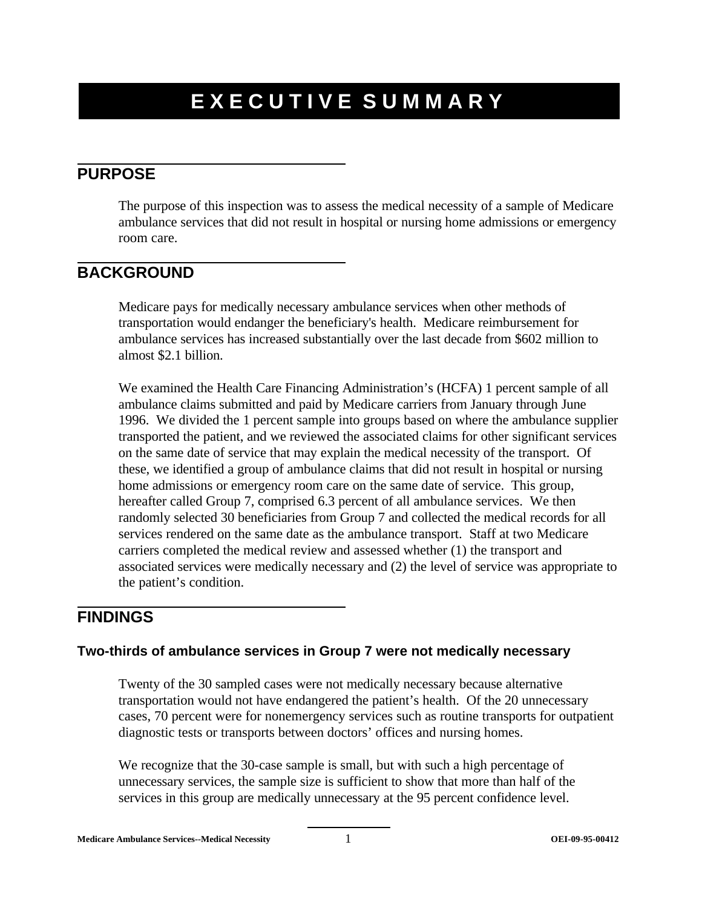# EXECUTIVE SUMMARY

## PURPOSE

The purpose of this inspection was to assess the medical necessity of a sample of Medicare ambulance services that did not result in hospital or nursing home admissions or emergency room care.

## BACKGROUND

Medicare pays for medically necessary ambulance services when other methods of transportation would endanger the beneficiary's health. Medicare reimbursement for ambulance services has increased substantially over the last decade from $602 million to almost $2.1 billion.

We examined the Health Care Financing Administration's (HCFA) 1 percent sample of all ambulance claims submitted and paid by Medicare carriers from January through June 1996. We divided the 1 percent sample into groups based on where the ambulance supplier transported the patient, and we reviewed the associated claims for other significant services on the same date of service that may explain the medical necessity of the transport. Of these, we identified a group of ambulance claims that did not result in hospital or nursing home admissions or emergency room care on the same date of service. This group, hereafter called Group 7, comprised 6.3 percent of all ambulance services. We then randomly selected 30 beneficiaries from Group 7 and collected the medical records for all services rendered on the same date as the ambulance transport. Staff at two Medicare carriers completed the medical review and assessed whether (1) the transport and associated services were medically necessary and (2) the level of service was appropriate to the patient's condition.

## FINDINGS

### Two-thirds of ambulance services in Group 7 were not medically necessary

Twenty of the 30 sampled cases were not medically necessary because alternative transportation would not have endangered the patient's health. Of the 20 unnecessary cases, 70 percent were for nonemergency services such as routine transports for outpatient diagnostic tests or transports between doctors' offices and nursing homes.

We recognize that the 30-case sample is small, but with such a high percentage of unnecessary services, the sample size is sufficient to show that more than half of the services in this group are medically unnecessary at the 95 percent confidence level.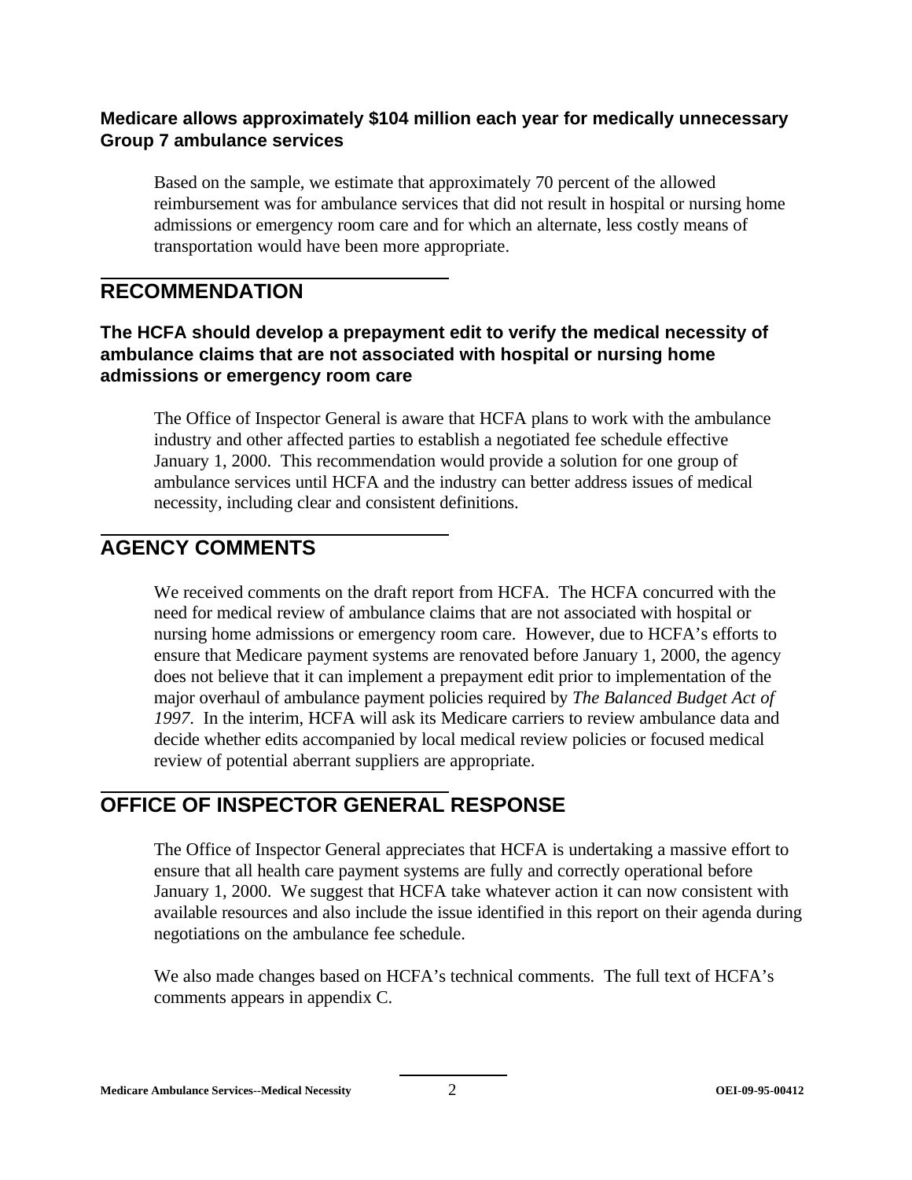**Medicare allows approximately $104 million each year for medically unnecessary Group 7 ambulance services**

Based on the sample, we estimate that approximately 70 percent of the allowed reimbursement was for ambulance services that did not result in hospital or nursing home admissions or emergency room care and for which an alternate, less costly means of transportation would have been more appropriate.

## RECOMMENDATION

**The HCFA should develop a prepayment edit to verify the medical necessity of ambulance claims that are not associated with hospital or nursing home admissions or emergency room care**

The Office of Inspector General is aware that HCFA plans to work with the ambulance industry and other affected parties to establish a negotiated fee schedule effective January 1, 2000. This recommendation would provide a solution for one group of ambulance services until HCFA and the industry can better address issues of medical necessity, including clear and consistent definitions.

## AGENCY COMMENTS

We received comments on the draft report from HCFA. The HCFA concurred with the need for medical review of ambulance claims that are not associated with hospital or nursing home admissions or emergency room care. However, due to HCFA's efforts to ensure that Medicare payment systems are renovated before January 1, 2000, the agency does not believe that it can implement a prepayment edit prior to implementation of the major overhaul of ambulance payment policies required by *The Balanced Budget Act of 1997*. In the interim, HCFA will ask its Medicare carriers to review ambulance data and decide whether edits accompanied by local medical review policies or focused medical review of potential aberrant suppliers are appropriate.

## OFFICE OF INSPECTOR GENERAL RESPONSE

The Office of Inspector General appreciates that HCFA is undertaking a massive effort to ensure that all health care payment systems are fully and correctly operational before January 1, 2000. We suggest that HCFA take whatever action it can now consistent with available resources and also include the issue identified in this report on their agenda during negotiations on the ambulance fee schedule.

We also made changes based on HCFA's technical comments. The full text of HCFA's comments appears in appendix C.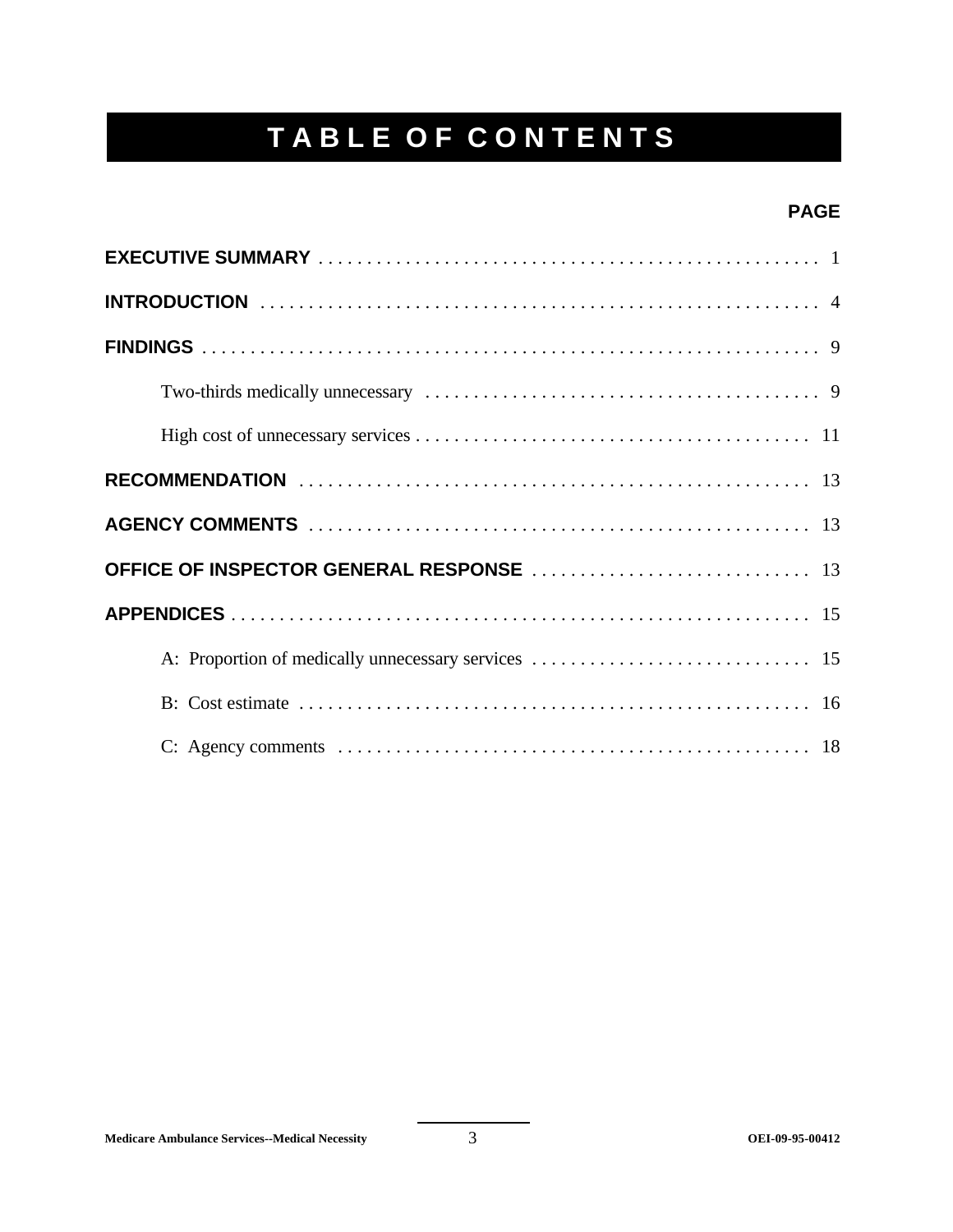# TABLE OF CONTENTS

**PAGE**

**EXECUTIVE SUMMARY** . . . . . . . . . . 1

**INTRODUCTION** . . . . . . . . . . 4

**FINDINGS** . . . . . . . . . . 9

- Two-thirds medically unnecessary . . . . . . . . . . 9
- High cost of unnecessary services . . . . . . . . . . 11

**RECOMMENDATION** . . . . . . . . . . 13

**AGENCY COMMENTS** . . . . . . . . . . 13

**OFFICE OF INSPECTOR GENERAL RESPONSE** . . . . . . . . . . 13

**APPENDICES** . . . . . . . . . . 15

- A: Proportion of medically unnecessary services . . . . . . . . . . 15
- B: Cost estimate . . . . . . . . . . 16
- C: Agency comments . . . . . . . . . . 18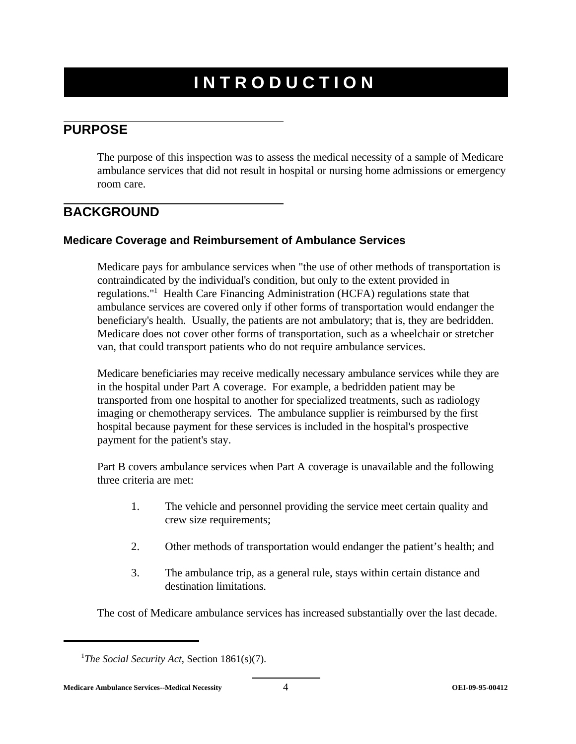# INTRODUCTION

## PURPOSE

The purpose of this inspection was to assess the medical necessity of a sample of Medicare ambulance services that did not result in hospital or nursing home admissions or emergency room care.

## BACKGROUND

### Medicare Coverage and Reimbursement of Ambulance Services

Medicare pays for ambulance services when "the use of other methods of transportation is contraindicated by the individual's condition, but only to the extent provided in regulations."[1] Health Care Financing Administration (HCFA) regulations state that ambulance services are covered only if other forms of transportation would endanger the beneficiary's health. Usually, the patients are not ambulatory; that is, they are bedridden. Medicare does not cover other forms of transportation, such as a wheelchair or stretcher van, that could transport patients who do not require ambulance services.

Medicare beneficiaries may receive medically necessary ambulance services while they are in the hospital under Part A coverage. For example, a bedridden patient may be transported from one hospital to another for specialized treatments, such as radiology imaging or chemotherapy services. The ambulance supplier is reimbursed by the first hospital because payment for these services is included in the hospital's prospective payment for the patient's stay.

Part B covers ambulance services when Part A coverage is unavailable and the following three criteria are met:

1. The vehicle and personnel providing the service meet certain quality and crew size requirements;

2. Other methods of transportation would endanger the patient's health; and

3. The ambulance trip, as a general rule, stays within certain distance and destination limitations.

The cost of Medicare ambulance services has increased substantially over the last decade.

---

[1] *The Social Security Act*, Section 1861(s)(7).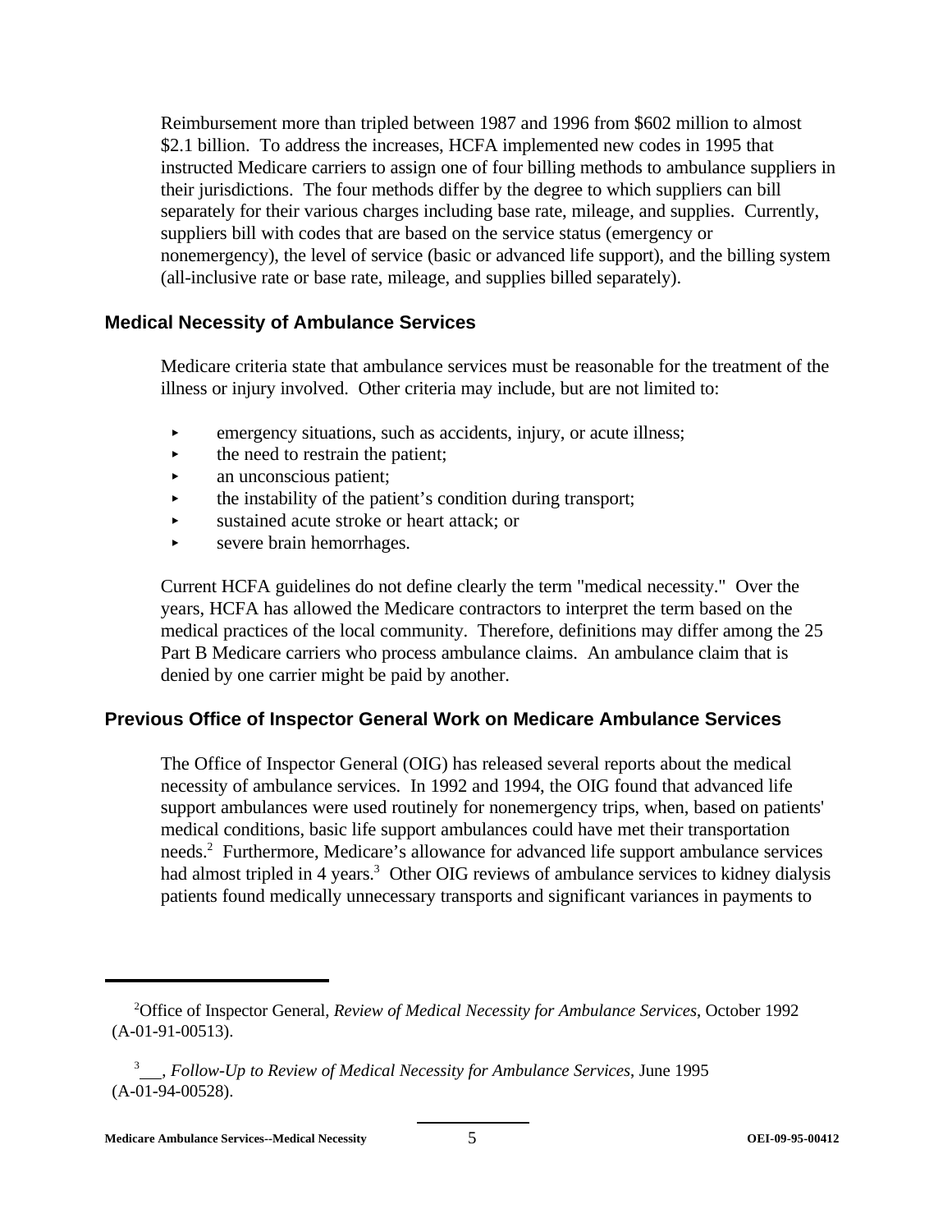Reimbursement more than tripled between 1987 and 1996 from $602 million to almost $2.1 billion. To address the increases, HCFA implemented new codes in 1995 that instructed Medicare carriers to assign one of four billing methods to ambulance suppliers in their jurisdictions. The four methods differ by the degree to which suppliers can bill separately for their various charges including base rate, mileage, and supplies. Currently, suppliers bill with codes that are based on the service status (emergency or nonemergency), the level of service (basic or advanced life support), and the billing system (all-inclusive rate or base rate, mileage, and supplies billed separately).

## Medical Necessity of Ambulance Services

Medicare criteria state that ambulance services must be reasonable for the treatment of the illness or injury involved. Other criteria may include, but are not limited to:

- emergency situations, such as accidents, injury, or acute illness;
- the need to restrain the patient;
- an unconscious patient;
- the instability of the patient's condition during transport;
- sustained acute stroke or heart attack; or
- severe brain hemorrhages.

Current HCFA guidelines do not define clearly the term "medical necessity." Over the years, HCFA has allowed the Medicare contractors to interpret the term based on the medical practices of the local community. Therefore, definitions may differ among the 25 Part B Medicare carriers who process ambulance claims. An ambulance claim that is denied by one carrier might be paid by another.

## Previous Office of Inspector General Work on Medicare Ambulance Services

The Office of Inspector General (OIG) has released several reports about the medical necessity of ambulance services. In 1992 and 1994, the OIG found that advanced life support ambulances were used routinely for nonemergency trips, when, based on patients' medical conditions, basic life support ambulances could have met their transportation needs.[2] Furthermore, Medicare's allowance for advanced life support ambulance services had almost tripled in 4 years.[3] Other OIG reviews of ambulance services to kidney dialysis patients found medically unnecessary transports and significant variances in payments to

---

[2] Office of Inspector General, *Review of Medical Necessity for Ambulance Services*, October 1992 (A-01-91-00513).

[3] ___, *Follow-Up to Review of Medical Necessity for Ambulance Services*, June 1995 (A-01-94-00528).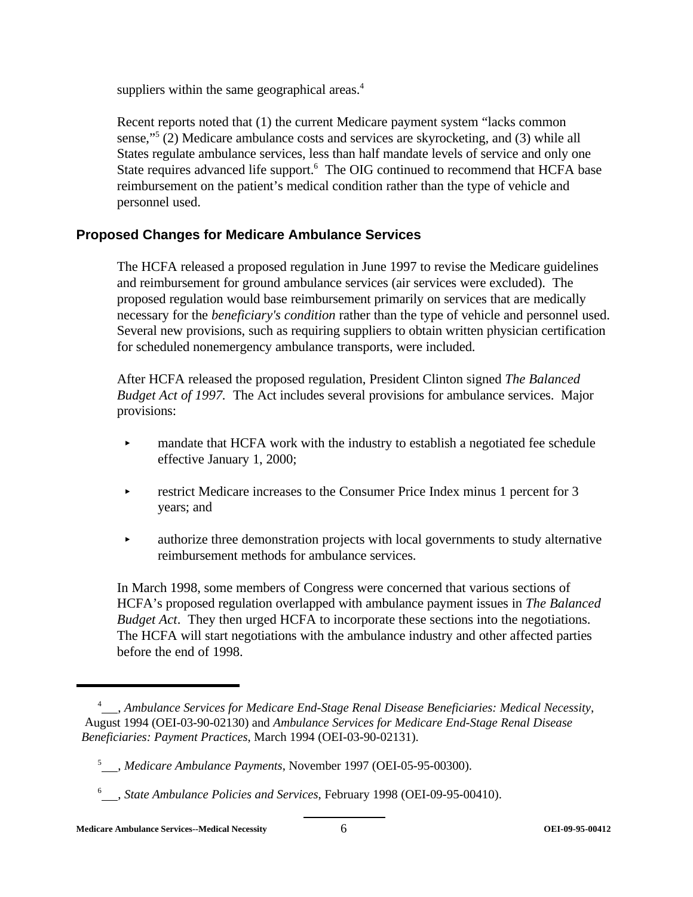suppliers within the same geographical areas.[4]

Recent reports noted that (1) the current Medicare payment system "lacks common sense,"[5] (2) Medicare ambulance costs and services are skyrocketing, and (3) while all States regulate ambulance services, less than half mandate levels of service and only one State requires advanced life support.[6] The OIG continued to recommend that HCFA base reimbursement on the patient's medical condition rather than the type of vehicle and personnel used.

## Proposed Changes for Medicare Ambulance Services

The HCFA released a proposed regulation in June 1997 to revise the Medicare guidelines and reimbursement for ground ambulance services (air services were excluded). The proposed regulation would base reimbursement primarily on services that are medically necessary for the *beneficiary's condition* rather than the type of vehicle and personnel used. Several new provisions, such as requiring suppliers to obtain written physician certification for scheduled nonemergency ambulance transports, were included.

After HCFA released the proposed regulation, President Clinton signed *The Balanced Budget Act of 1997.* The Act includes several provisions for ambulance services. Major provisions:

- mandate that HCFA work with the industry to establish a negotiated fee schedule effective January 1, 2000;
- restrict Medicare increases to the Consumer Price Index minus 1 percent for 3 years; and
- authorize three demonstration projects with local governments to study alternative reimbursement methods for ambulance services.

In March 1998, some members of Congress were concerned that various sections of HCFA's proposed regulation overlapped with ambulance payment issues in *The Balanced Budget Act*. They then urged HCFA to incorporate these sections into the negotiations. The HCFA will start negotiations with the ambulance industry and other affected parties before the end of 1998.

---

[4] ___, *Ambulance Services for Medicare End-Stage Renal Disease Beneficiaries: Medical Necessity*, August 1994 (OEI-03-90-02130) and *Ambulance Services for Medicare End-Stage Renal Disease Beneficiaries: Payment Practices*, March 1994 (OEI-03-90-02131).

[5] ___, *Medicare Ambulance Payments*, November 1997 (OEI-05-95-00300).

[6] ___, *State Ambulance Policies and Services*, February 1998 (OEI-09-95-00410).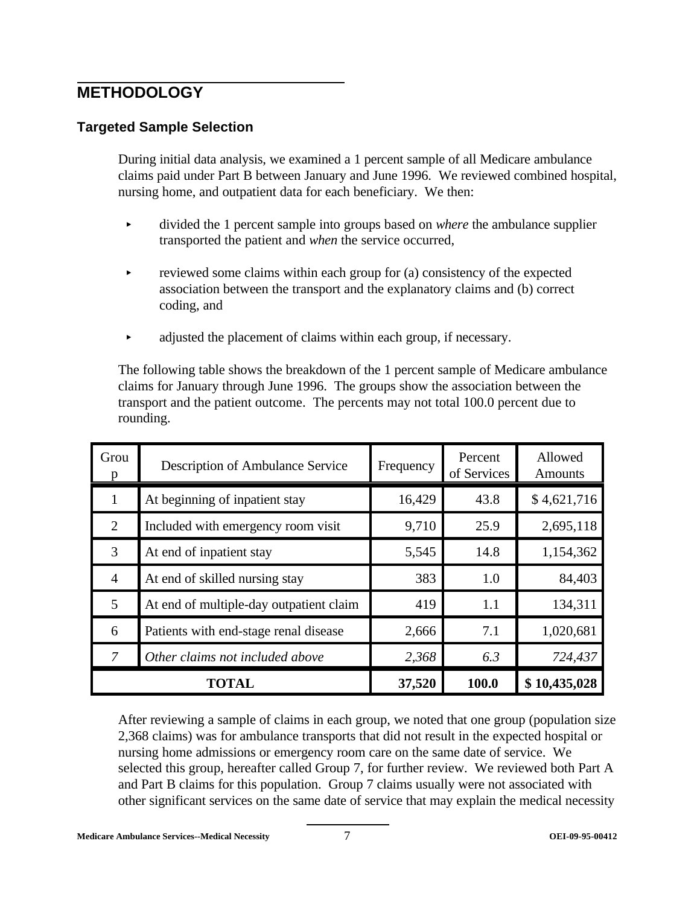## METHODOLOGY

### Targeted Sample Selection

During initial data analysis, we examined a 1 percent sample of all Medicare ambulance claims paid under Part B between January and June 1996. We reviewed combined hospital, nursing home, and outpatient data for each beneficiary. We then:

- divided the 1 percent sample into groups based on *where* the ambulance supplier transported the patient and *when* the service occurred,
- reviewed some claims within each group for (a) consistency of the expected association between the transport and the explanatory claims and (b) correct coding, and
- adjusted the placement of claims within each group, if necessary.

The following table shows the breakdown of the 1 percent sample of Medicare ambulance claims for January through June 1996. The groups show the association between the transport and the patient outcome. The percents may not total 100.0 percent due to rounding.

| Group | Description of Ambulance Service | Frequency | Percent of Services | Allowed Amounts |
|---|---|---|---|---|
| 1 | At beginning of inpatient stay | 16,429 | 43.8 | $ 4,621,716 |
| 2 | Included with emergency room visit | 9,710 | 25.9 | 2,695,118 |
| 3 | At end of inpatient stay | 5,545 | 14.8 | 1,154,362 |
| 4 | At end of skilled nursing stay | 383 | 1.0 | 84,403 |
| 5 | At end of multiple-day outpatient claim | 419 | 1.1 | 134,311 |
| 6 | Patients with end-stage renal disease | 2,666 | 7.1 | 1,020,681 |
| *7* | *Other claims not included above* | *2,368* | *6.3* | *724,437* |
| **TOTAL** | | **37,520** | **100.0** | **$ 10,435,028** |

After reviewing a sample of claims in each group, we noted that one group (population size 2,368 claims) was for ambulance transports that did not result in the expected hospital or nursing home admissions or emergency room care on the same date of service. We selected this group, hereafter called Group 7, for further review. We reviewed both Part A and Part B claims for this population. Group 7 claims usually were not associated with other significant services on the same date of service that may explain the medical necessity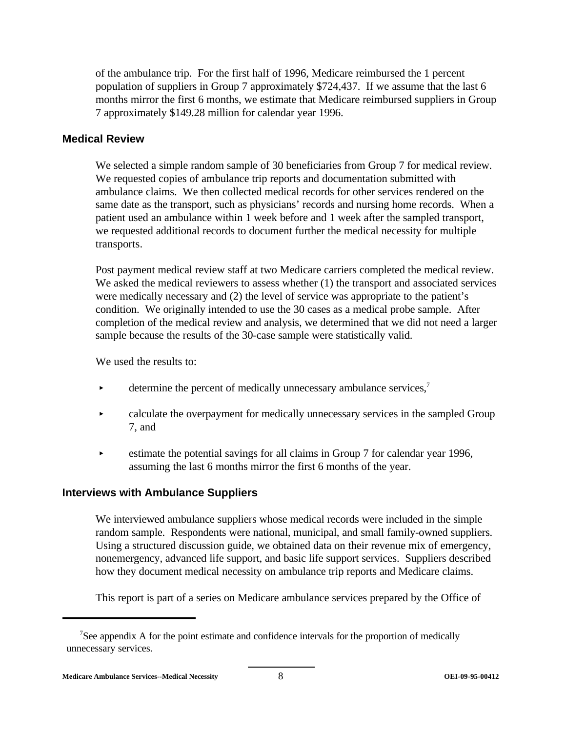of the ambulance trip. For the first half of 1996, Medicare reimbursed the 1 percent population of suppliers in Group 7 approximately $724,437. If we assume that the last 6 months mirror the first 6 months, we estimate that Medicare reimbursed suppliers in Group 7 approximately $149.28 million for calendar year 1996.

### Medical Review

We selected a simple random sample of 30 beneficiaries from Group 7 for medical review. We requested copies of ambulance trip reports and documentation submitted with ambulance claims. We then collected medical records for other services rendered on the same date as the transport, such as physicians' records and nursing home records. When a patient used an ambulance within 1 week before and 1 week after the sampled transport, we requested additional records to document further the medical necessity for multiple transports.

Post payment medical review staff at two Medicare carriers completed the medical review. We asked the medical reviewers to assess whether (1) the transport and associated services were medically necessary and (2) the level of service was appropriate to the patient's condition. We originally intended to use the 30 cases as a medical probe sample. After completion of the medical review and analysis, we determined that we did not need a larger sample because the results of the 30-case sample were statistically valid.

We used the results to:

- determine the percent of medically unnecessary ambulance services,[7]
- calculate the overpayment for medically unnecessary services in the sampled Group 7, and
- estimate the potential savings for all claims in Group 7 for calendar year 1996, assuming the last 6 months mirror the first 6 months of the year.

### Interviews with Ambulance Suppliers

We interviewed ambulance suppliers whose medical records were included in the simple random sample. Respondents were national, municipal, and small family-owned suppliers. Using a structured discussion guide, we obtained data on their revenue mix of emergency, nonemergency, advanced life support, and basic life support services. Suppliers described how they document medical necessity on ambulance trip reports and Medicare claims.

This report is part of a series on Medicare ambulance services prepared by the Office of

---

[7] See appendix A for the point estimate and confidence intervals for the proportion of medically unnecessary services.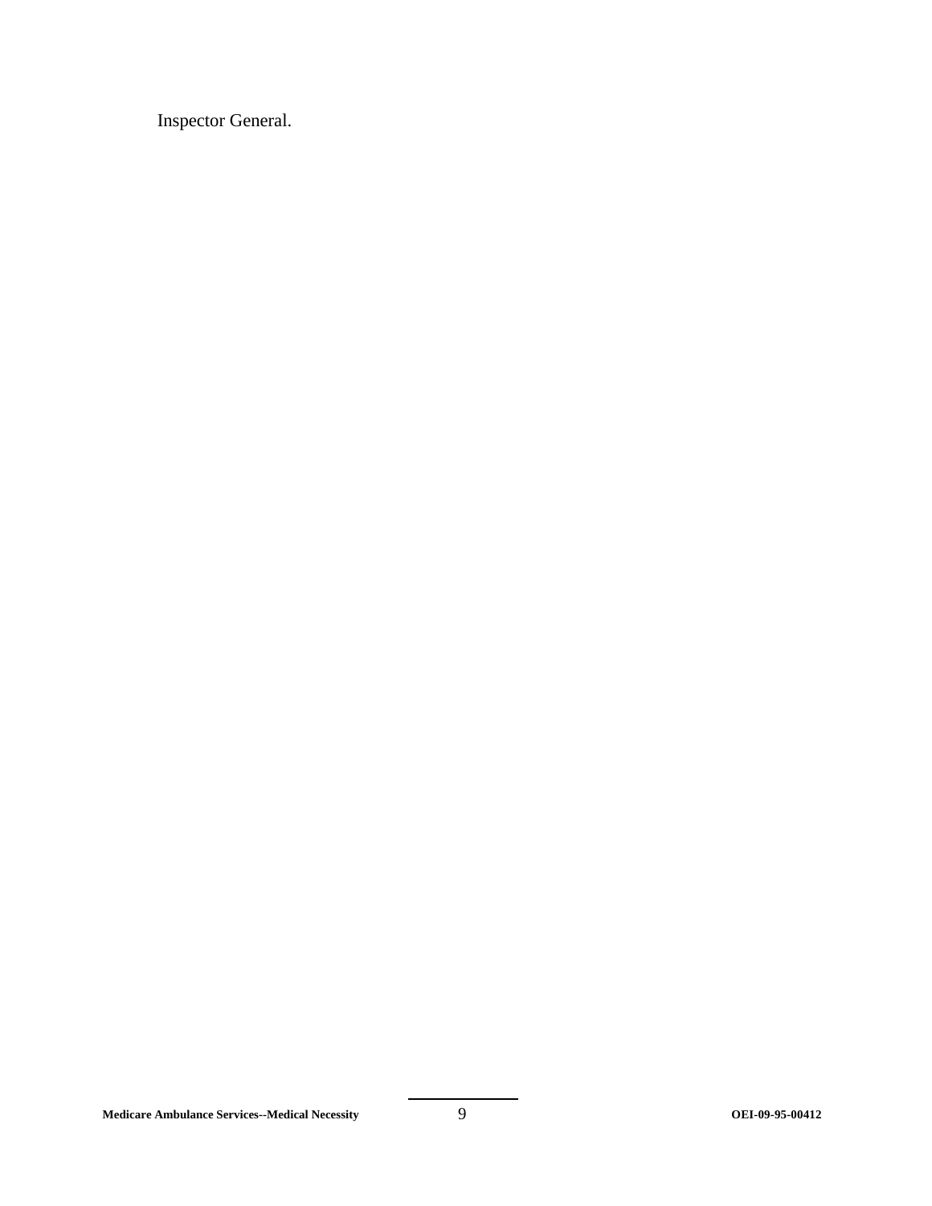Inspector General.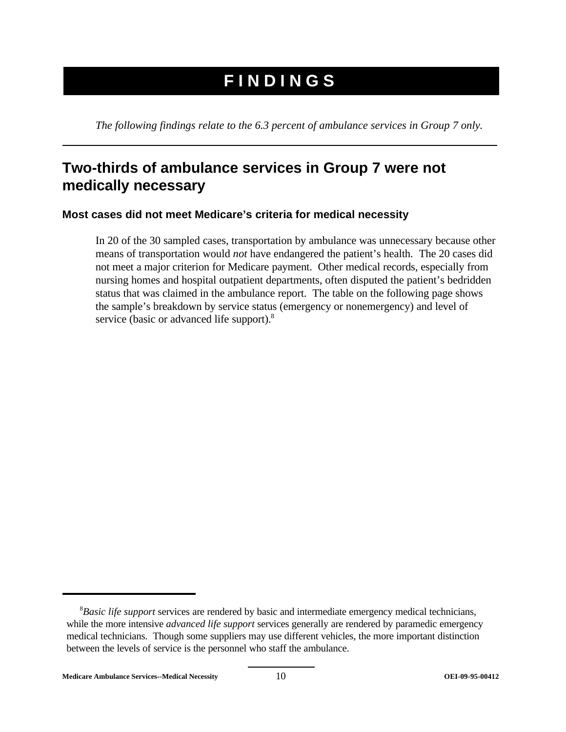# FINDINGS

*The following findings relate to the 6.3 percent of ambulance services in Group 7 only.*

---

## Two-thirds of ambulance services in Group 7 were not medically necessary

### Most cases did not meet Medicare's criteria for medical necessity

In 20 of the 30 sampled cases, transportation by ambulance was unnecessary because other means of transportation would *not* have endangered the patient's health. The 20 cases did not meet a major criterion for Medicare payment. Other medical records, especially from nursing homes and hospital outpatient departments, often disputed the patient's bedridden status that was claimed in the ambulance report. The table on the following page shows the sample's breakdown by service status (emergency or nonemergency) and level of service (basic or advanced life support).[8]

---

[8] *Basic life support* services are rendered by basic and intermediate emergency medical technicians, while the more intensive *advanced life support* services generally are rendered by paramedic emergency medical technicians. Though some suppliers may use different vehicles, the more important distinction between the levels of service is the personnel who staff the ambulance.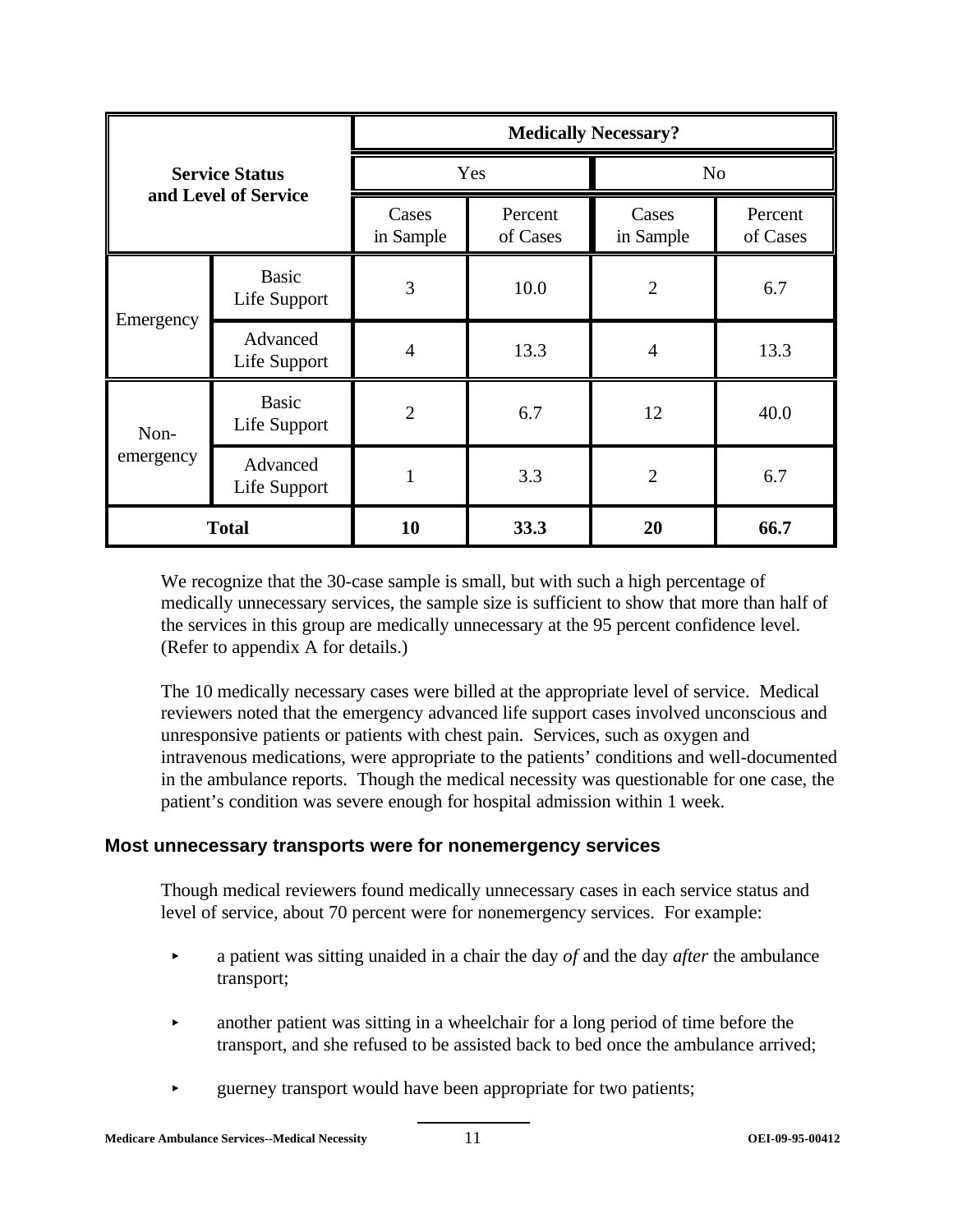| Service Status and Level of Service | | Medically Necessary? | | | |
|---|---|---|---|---|---|
| | | Yes | | No | |
| | | Cases in Sample | Percent of Cases | Cases in Sample | Percent of Cases |
| Emergency | Basic Life Support | 3 | 10.0 | 2 | 6.7 |
| | Advanced Life Support | 4 | 13.3 | 4 | 13.3 |
| Non-emergency | Basic Life Support | 2 | 6.7 | 12 | 40.0 |
| | Advanced Life Support | 1 | 3.3 | 2 | 6.7 |
| **Total** | | **10** | **33.3** | **20** | **66.7** |

We recognize that the 30-case sample is small, but with such a high percentage of medically unnecessary services, the sample size is sufficient to show that more than half of the services in this group are medically unnecessary at the 95 percent confidence level. (Refer to appendix A for details.)

The 10 medically necessary cases were billed at the appropriate level of service. Medical reviewers noted that the emergency advanced life support cases involved unconscious and unresponsive patients or patients with chest pain. Services, such as oxygen and intravenous medications, were appropriate to the patients' conditions and well-documented in the ambulance reports. Though the medical necessity was questionable for one case, the patient's condition was severe enough for hospital admission within 1 week.

## Most unnecessary transports were for nonemergency services

Though medical reviewers found medically unnecessary cases in each service status and level of service, about 70 percent were for nonemergency services. For example:

- a patient was sitting unaided in a chair the day *of* and the day *after* the ambulance transport;
- another patient was sitting in a wheelchair for a long period of time before the transport, and she refused to be assisted back to bed once the ambulance arrived;
- guerney transport would have been appropriate for two patients;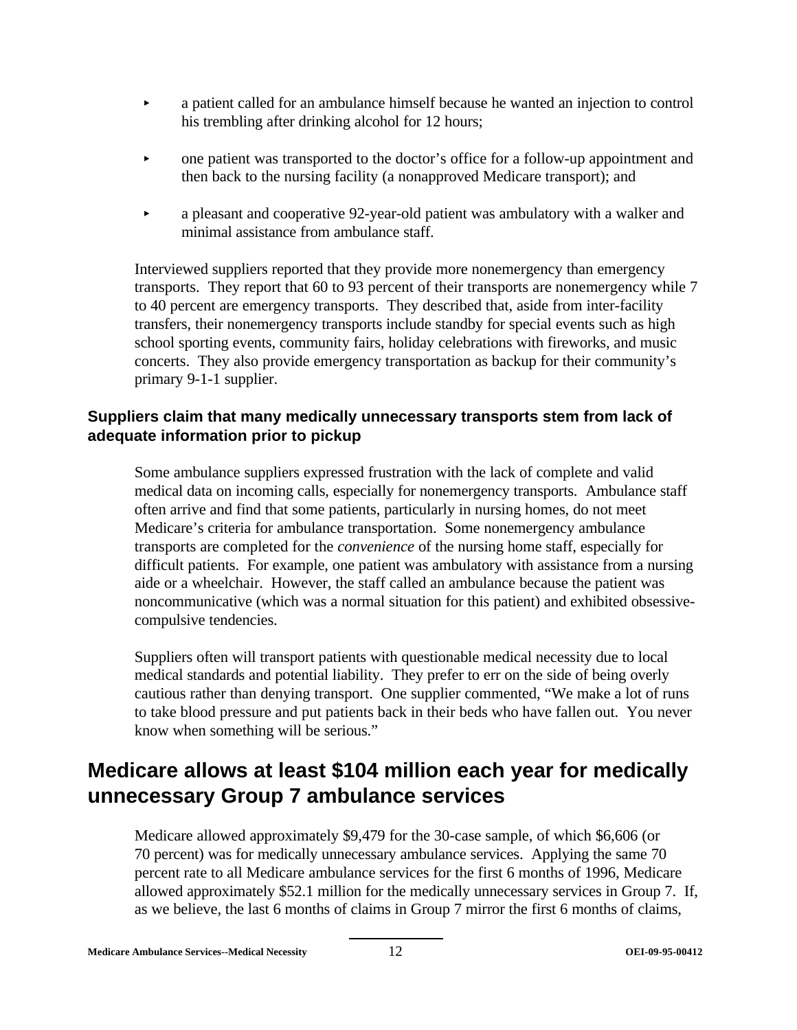- a patient called for an ambulance himself because he wanted an injection to control his trembling after drinking alcohol for 12 hours;
- one patient was transported to the doctor's office for a follow-up appointment and then back to the nursing facility (a nonapproved Medicare transport); and
- a pleasant and cooperative 92-year-old patient was ambulatory with a walker and minimal assistance from ambulance staff.

Interviewed suppliers reported that they provide more nonemergency than emergency transports. They report that 60 to 93 percent of their transports are nonemergency while 7 to 40 percent are emergency transports. They described that, aside from inter-facility transfers, their nonemergency transports include standby for special events such as high school sporting events, community fairs, holiday celebrations with fireworks, and music concerts. They also provide emergency transportation as backup for their community's primary 9-1-1 supplier.

### Suppliers claim that many medically unnecessary transports stem from lack of adequate information prior to pickup

Some ambulance suppliers expressed frustration with the lack of complete and valid medical data on incoming calls, especially for nonemergency transports. Ambulance staff often arrive and find that some patients, particularly in nursing homes, do not meet Medicare's criteria for ambulance transportation. Some nonemergency ambulance transports are completed for the *convenience* of the nursing home staff, especially for difficult patients. For example, one patient was ambulatory with assistance from a nursing aide or a wheelchair. However, the staff called an ambulance because the patient was noncommunicative (which was a normal situation for this patient) and exhibited obsessive-compulsive tendencies.

Suppliers often will transport patients with questionable medical necessity due to local medical standards and potential liability. They prefer to err on the side of being overly cautious rather than denying transport. One supplier commented, "We make a lot of runs to take blood pressure and put patients back in their beds who have fallen out. You never know when something will be serious."

## Medicare allows at least $104 million each year for medically unnecessary Group 7 ambulance services

Medicare allowed approximately $9,479 for the 30-case sample, of which $6,606 (or 70 percent) was for medically unnecessary ambulance services. Applying the same 70 percent rate to all Medicare ambulance services for the first 6 months of 1996, Medicare allowed approximately $52.1 million for the medically unnecessary services in Group 7. If, as we believe, the last 6 months of claims in Group 7 mirror the first 6 months of claims,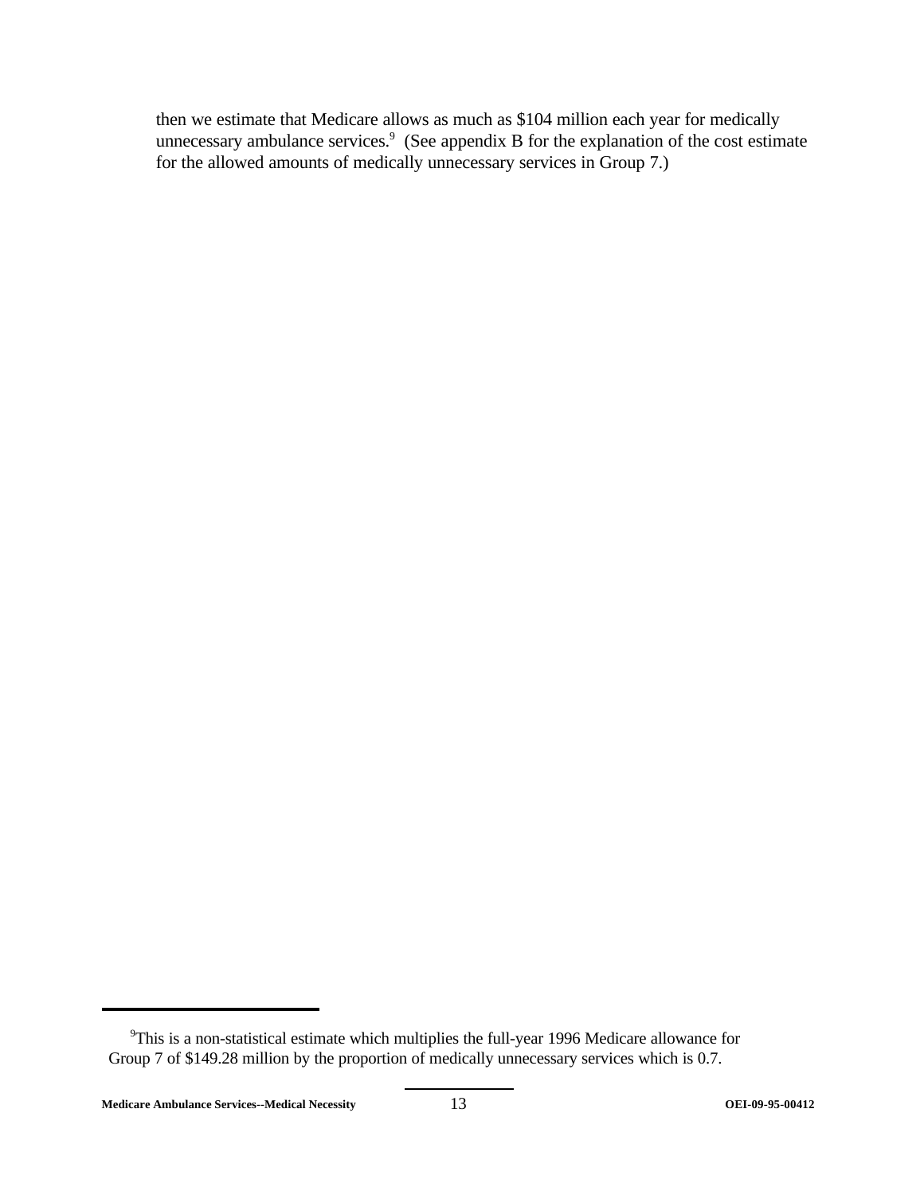then we estimate that Medicare allows as much as $104 million each year for medically unnecessary ambulance services.[9] (See appendix B for the explanation of the cost estimate for the allowed amounts of medically unnecessary services in Group 7.)

---

[9]This is a non-statistical estimate which multiplies the full-year 1996 Medicare allowance for Group 7 of $149.28 million by the proportion of medically unnecessary services which is 0.7.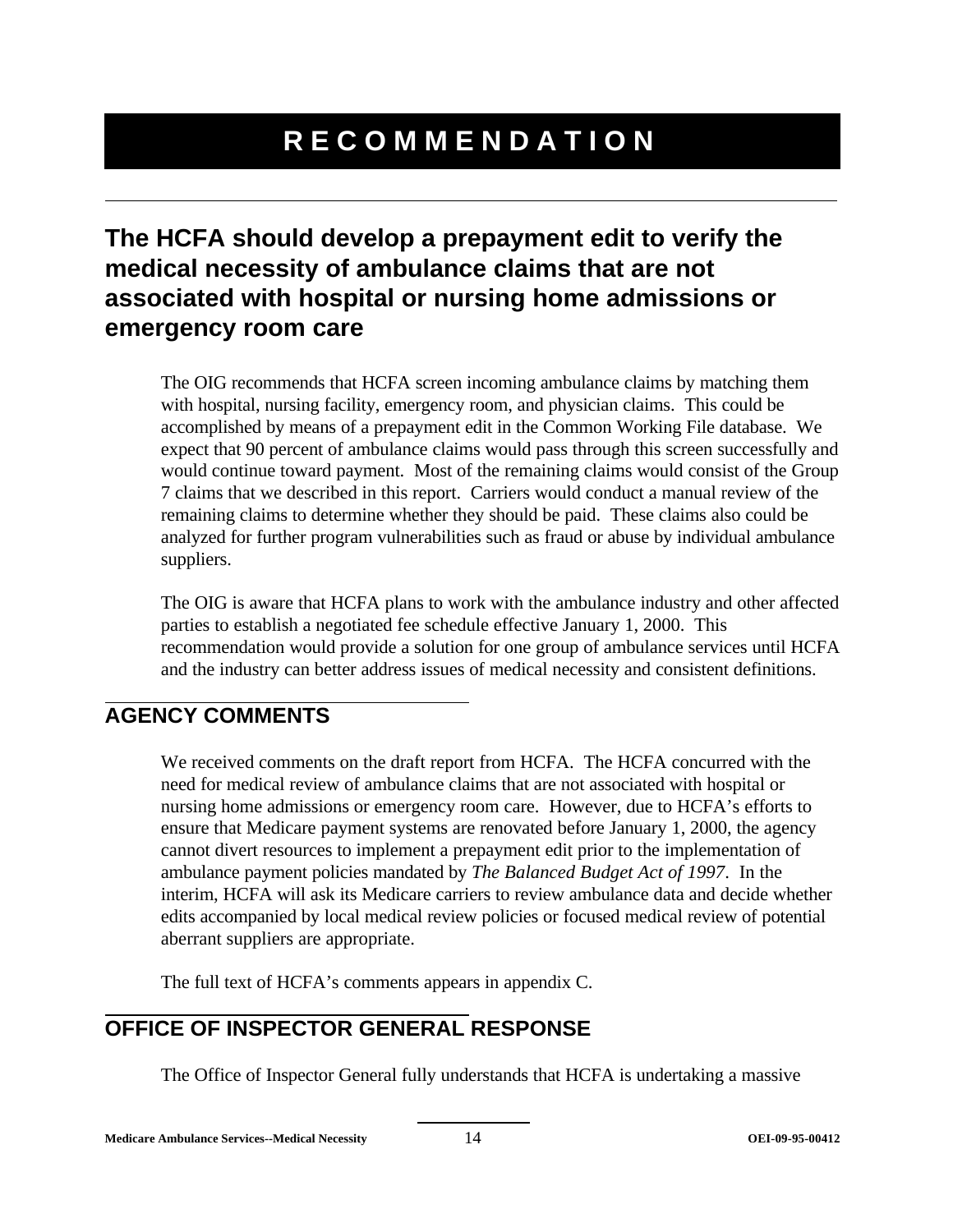# RECOMMENDATION

## The HCFA should develop a prepayment edit to verify the medical necessity of ambulance claims that are not associated with hospital or nursing home admissions or emergency room care

The OIG recommends that HCFA screen incoming ambulance claims by matching them with hospital, nursing facility, emergency room, and physician claims. This could be accomplished by means of a prepayment edit in the Common Working File database. We expect that 90 percent of ambulance claims would pass through this screen successfully and would continue toward payment. Most of the remaining claims would consist of the Group 7 claims that we described in this report. Carriers would conduct a manual review of the remaining claims to determine whether they should be paid. These claims also could be analyzed for further program vulnerabilities such as fraud or abuse by individual ambulance suppliers.

The OIG is aware that HCFA plans to work with the ambulance industry and other affected parties to establish a negotiated fee schedule effective January 1, 2000. This recommendation would provide a solution for one group of ambulance services until HCFA and the industry can better address issues of medical necessity and consistent definitions.

## AGENCY COMMENTS

We received comments on the draft report from HCFA. The HCFA concurred with the need for medical review of ambulance claims that are not associated with hospital or nursing home admissions or emergency room care. However, due to HCFA's efforts to ensure that Medicare payment systems are renovated before January 1, 2000, the agency cannot divert resources to implement a prepayment edit prior to the implementation of ambulance payment policies mandated by *The Balanced Budget Act of 1997*. In the interim, HCFA will ask its Medicare carriers to review ambulance data and decide whether edits accompanied by local medical review policies or focused medical review of potential aberrant suppliers are appropriate.

The full text of HCFA's comments appears in appendix C.

## OFFICE OF INSPECTOR GENERAL RESPONSE

The Office of Inspector General fully understands that HCFA is undertaking a massive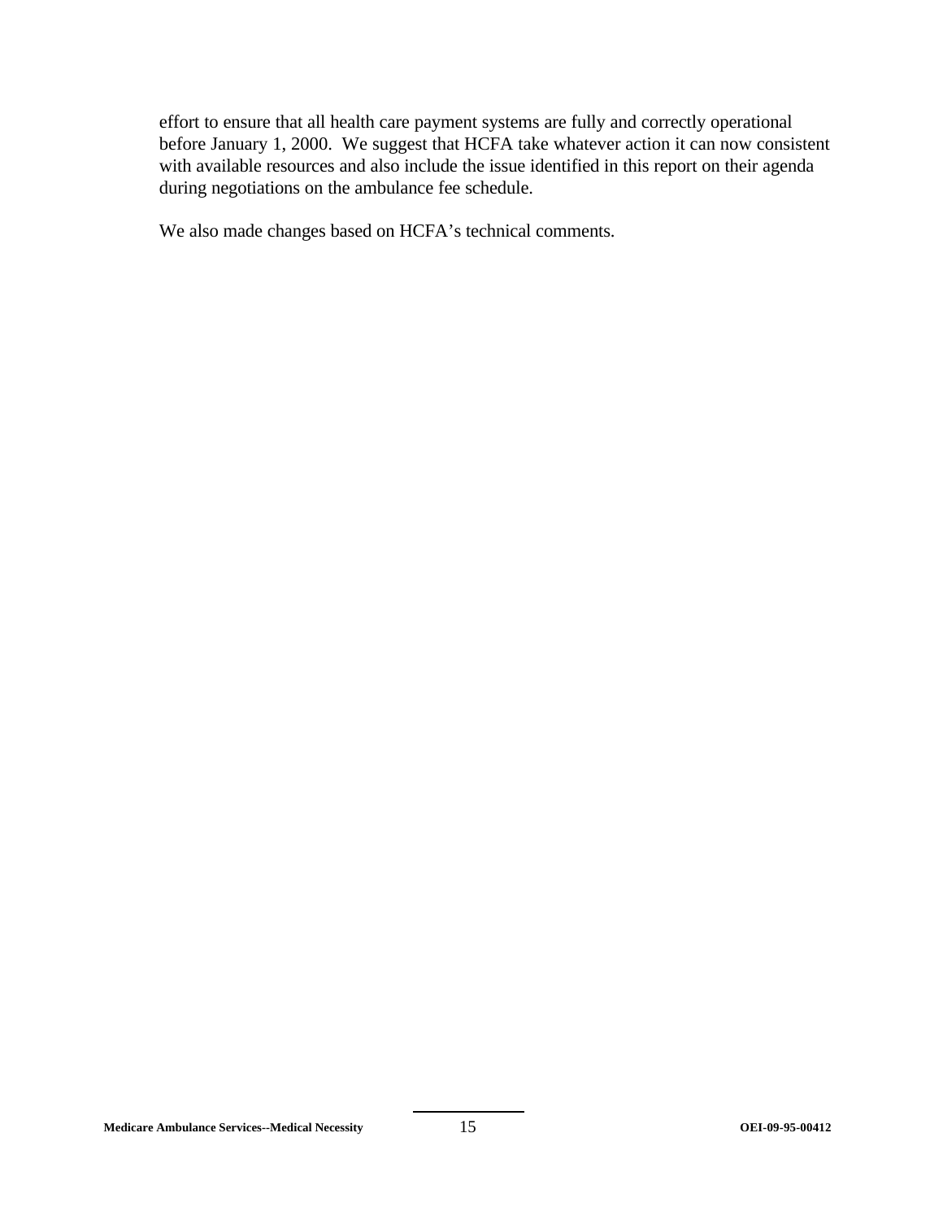effort to ensure that all health care payment systems are fully and correctly operational before January 1, 2000. We suggest that HCFA take whatever action it can now consistent with available resources and also include the issue identified in this report on their agenda during negotiations on the ambulance fee schedule.

We also made changes based on HCFA's technical comments.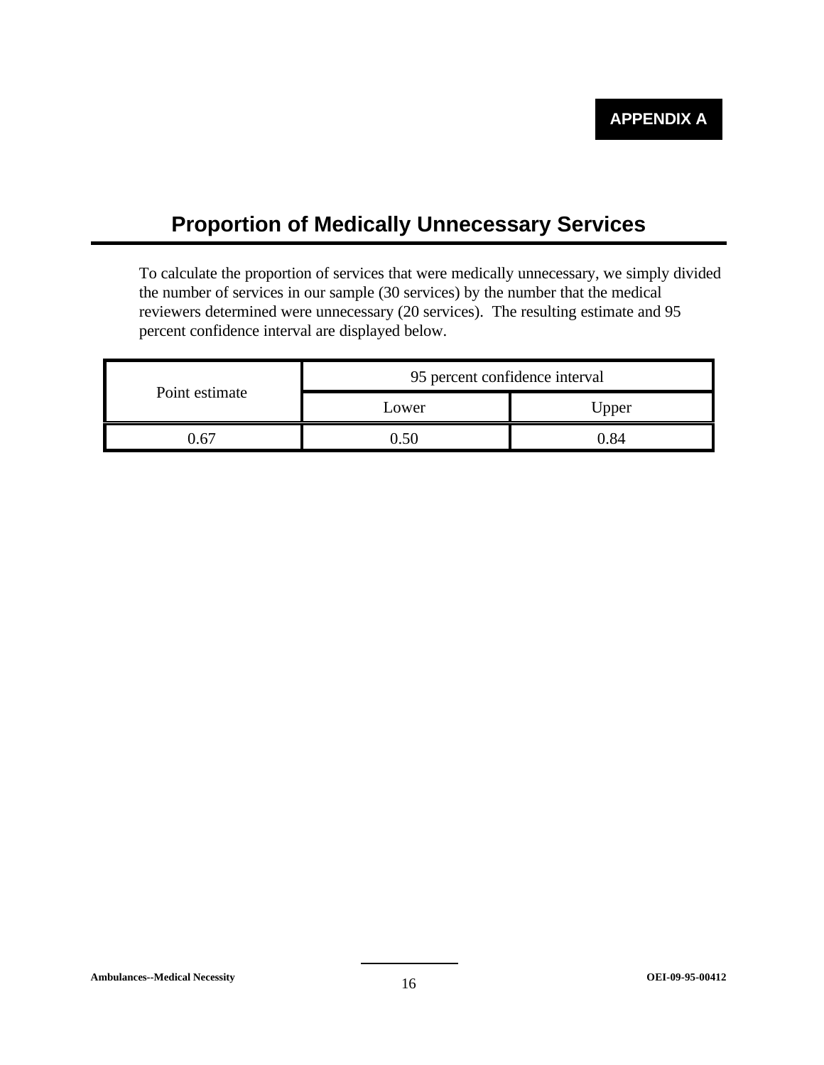**APPENDIX A**

## Proportion of Medically Unnecessary Services

To calculate the proportion of services that were medically unnecessary, we simply divided the number of services in our sample (30 services) by the number that the medical reviewers determined were unnecessary (20 services). The resulting estimate and 95 percent confidence interval are displayed below.

| Point estimate | 95 percent confidence interval | |
|---|---|---|
| | Lower | Upper |
| 0.67 | 0.50 | 0.84 |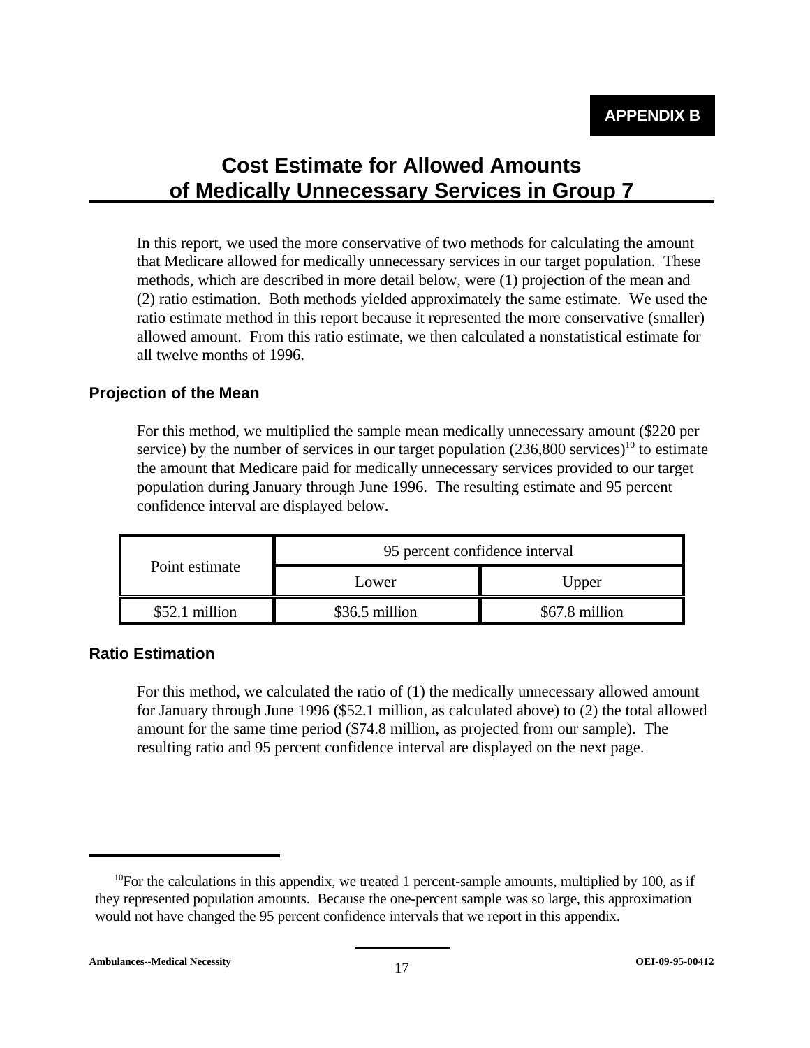**APPENDIX B**

# Cost Estimate for Allowed Amounts of Medically Unnecessary Services in Group 7

In this report, we used the more conservative of two methods for calculating the amount that Medicare allowed for medically unnecessary services in our target population. These methods, which are described in more detail below, were (1) projection of the mean and (2) ratio estimation. Both methods yielded approximately the same estimate. We used the ratio estimate method in this report because it represented the more conservative (smaller) allowed amount. From this ratio estimate, we then calculated a nonstatistical estimate for all twelve months of 1996.

## Projection of the Mean

For this method, we multiplied the sample mean medically unnecessary amount ($220 per service) by the number of services in our target population (236,800 services)[10] to estimate the amount that Medicare paid for medically unnecessary services provided to our target population during January through June 1996. The resulting estimate and 95 percent confidence interval are displayed below.

| Point estimate | 95 percent confidence interval | |
|---|---|---|
| | Lower | Upper |
| $52.1 million | $36.5 million | $67.8 million |

## Ratio Estimation

For this method, we calculated the ratio of (1) the medically unnecessary allowed amount for January through June 1996 ($52.1 million, as calculated above) to (2) the total allowed amount for the same time period ($74.8 million, as projected from our sample). The resulting ratio and 95 percent confidence interval are displayed on the next page.

---

[10] For the calculations in this appendix, we treated 1 percent-sample amounts, multiplied by 100, as if they represented population amounts. Because the one-percent sample was so large, this approximation would not have changed the 95 percent confidence intervals that we report in this appendix.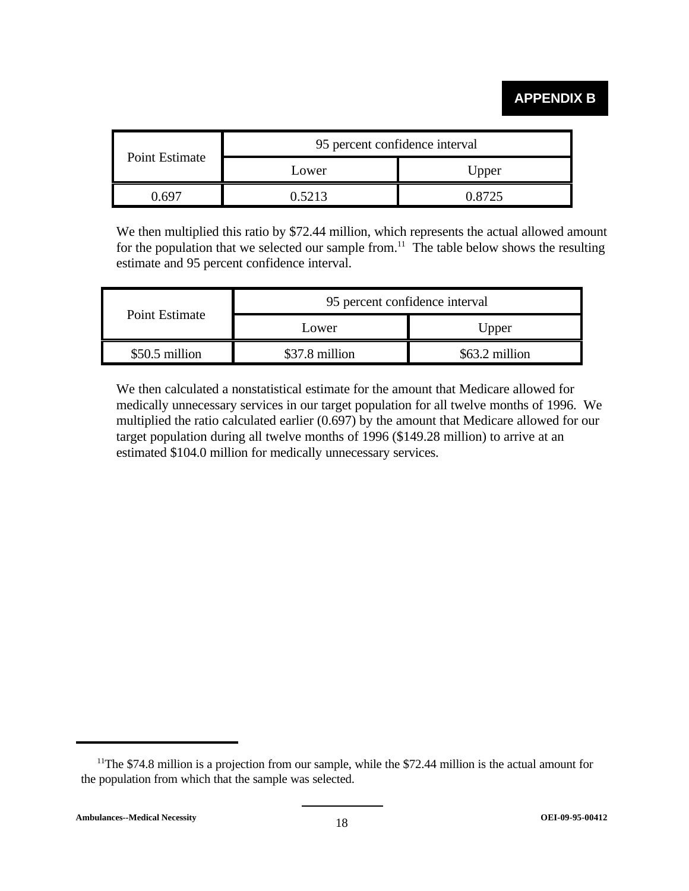## APPENDIX B

| Point Estimate | 95 percent confidence interval | |
|---|---|---|
| | Lower | Upper |
| 0.697 | 0.5213 | 0.8725 |

We then multiplied this ratio by $72.44 million, which represents the actual allowed amount for the population that we selected our sample from.[11] The table below shows the resulting estimate and 95 percent confidence interval.

| Point Estimate | 95 percent confidence interval | |
|---|---|---|
| | Lower | Upper |
| $50.5 million | $37.8 million | $63.2 million |

We then calculated a nonstatistical estimate for the amount that Medicare allowed for medically unnecessary services in our target population for all twelve months of 1996. We multiplied the ratio calculated earlier (0.697) by the amount that Medicare allowed for our target population during all twelve months of 1996 ($149.28 million) to arrive at an estimated $104.0 million for medically unnecessary services.

---

[11] The $74.8 million is a projection from our sample, while the $72.44 million is the actual amount for the population from which that the sample was selected.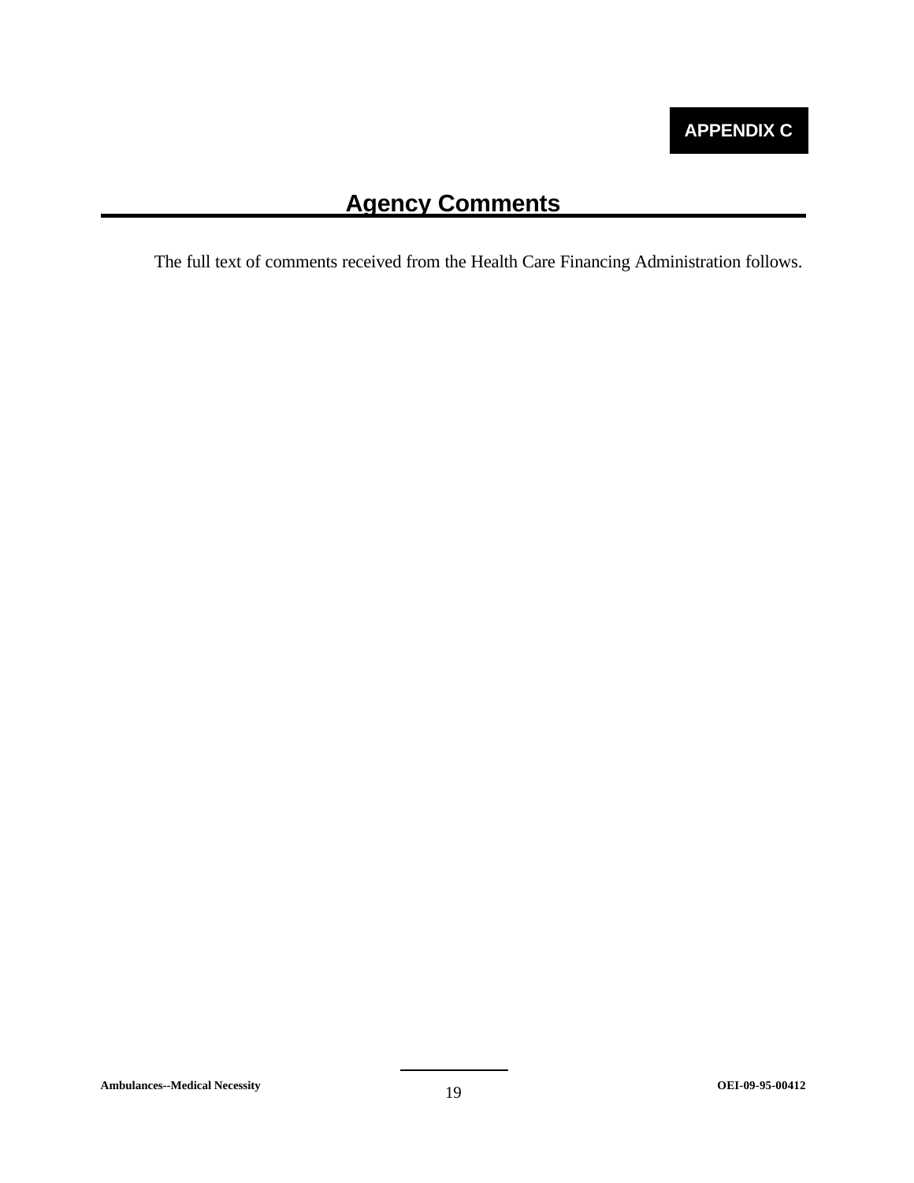APPENDIX C

# Agency Comments

The full text of comments received from the Health Care Financing Administration follows.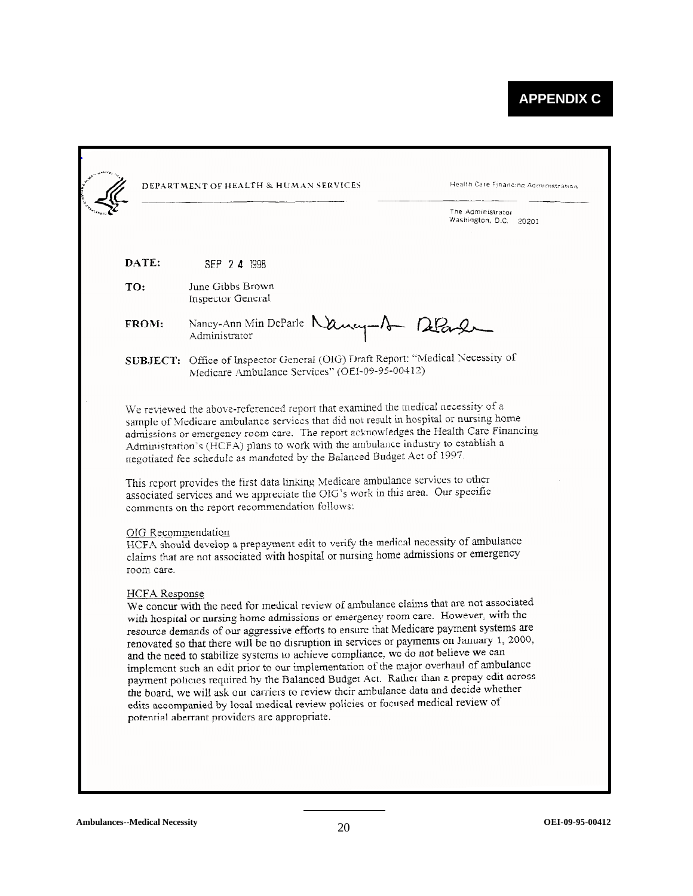# APPENDIX C

DEPARTMENT OF HEALTH & HUMAN SERVICES

Health Care Financing Administration

The Administrator
Washington, D.C. 20201

**DATE:** SEP 2 4 1998

**TO:** June Gibbs Brown
Inspector General

**FROM:** Nancy-Ann Min DeParle
Administrator

**SUBJECT:** Office of Inspector General (OIG) Draft Report: "Medical Necessity of Medicare Ambulance Services" (OEI-09-95-00412)

We reviewed the above-referenced report that examined the medical necessity of a sample of Medicare ambulance services that did not result in hospital or nursing home admissions or emergency room care. The report acknowledges the Health Care Financing Administration's (HCFA) plans to work with the ambulance industry to establish a negotiated fee schedule as mandated by the Balanced Budget Act of 1997.

This report provides the first data linking Medicare ambulance services to other associated services and we appreciate the OIG's work in this area. Our specific comments on the report recommendation follows:

OIG Recommendation
HCFA should develop a prepayment edit to verify the medical necessity of ambulance claims that are not associated with hospital or nursing home admissions or emergency room care.

HCFA Response
We concur with the need for medical review of ambulance claims that are not associated with hospital or nursing home admissions or emergency room care. However, with the resource demands of our aggressive efforts to ensure that Medicare payment systems are renovated so that there will be no disruption in services or payments on January 1, 2000, and the need to stabilize systems to achieve compliance, we do not believe we can implement such an edit prior to our implementation of the major overhaul of ambulance payment policies required by the Balanced Budget Act. Rather than a prepay edit across the board, we will ask our carriers to review their ambulance data and decide whether edits accompanied by local medical review policies or focused medical review of potential aberrant providers are appropriate.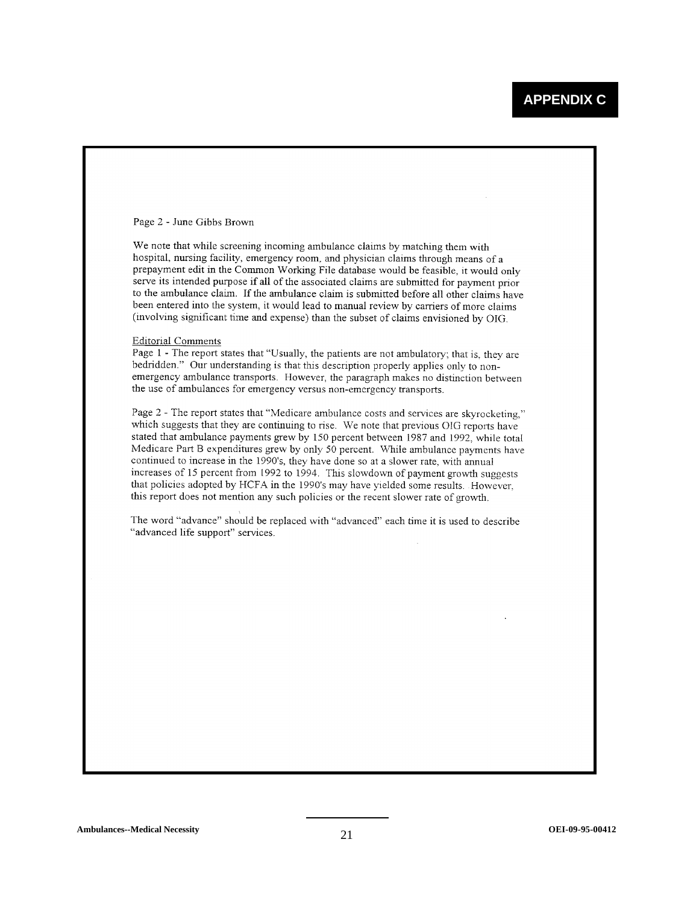# APPENDIX C

Page 2 - June Gibbs Brown

We note that while screening incoming ambulance claims by matching them with hospital, nursing facility, emergency room, and physician claims through means of a prepayment edit in the Common Working File database would be feasible, it would only serve its intended purpose if all of the associated claims are submitted for payment prior to the ambulance claim. If the ambulance claim is submitted before all other claims have been entered into the system, it would lead to manual review by carriers of more claims (involving significant time and expense) than the subset of claims envisioned by OIG.

Editorial Comments

Page 1 - The report states that "Usually, the patients are not ambulatory; that is, they are bedridden." Our understanding is that this description properly applies only to non-emergency ambulance transports. However, the paragraph makes no distinction between the use of ambulances for emergency versus non-emergency transports.

Page 2 - The report states that "Medicare ambulance costs and services are skyrocketing," which suggests that they are continuing to rise. We note that previous OIG reports have stated that ambulance payments grew by 150 percent between 1987 and 1992, while total Medicare Part B expenditures grew by only 50 percent. While ambulance payments have continued to increase in the 1990's, they have done so at a slower rate, with annual increases of 15 percent from 1992 to 1994. This slowdown of payment growth suggests that policies adopted by HCFA in the 1990's may have yielded some results. However, this report does not mention any such policies or the recent slower rate of growth.

The word "advance" should be replaced with "advanced" each time it is used to describe "advanced life support" services.